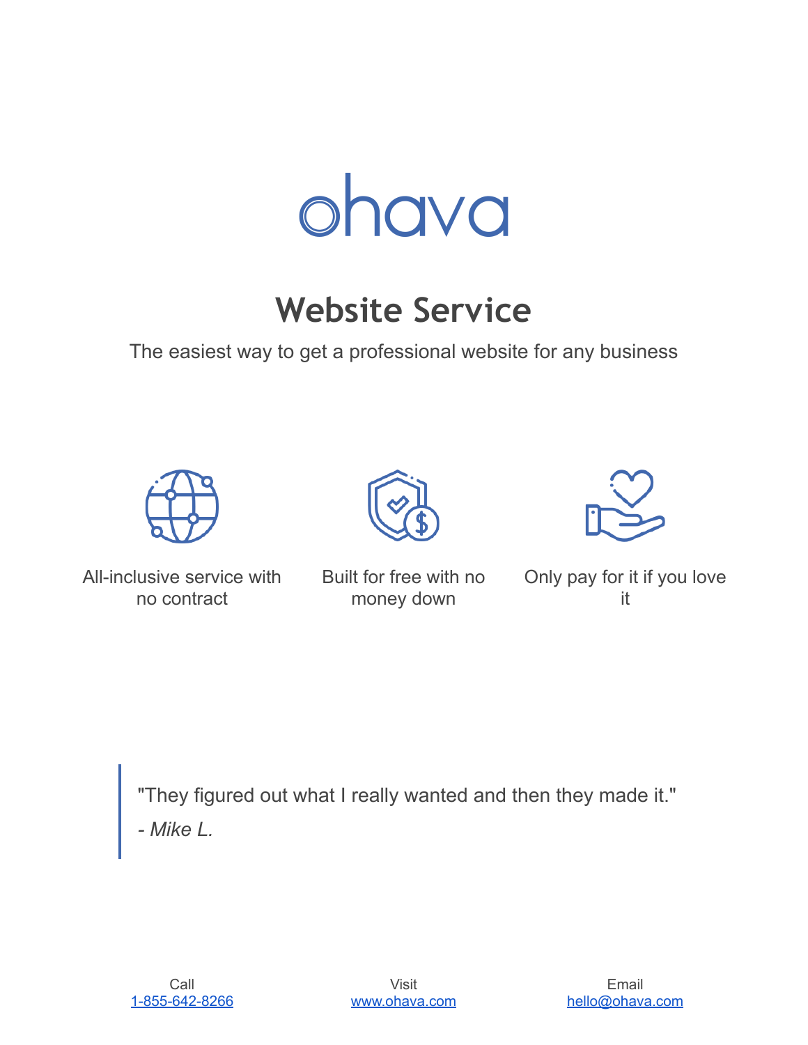ohava

# Website Service

The easiest way to get a professional website for any business

All-inclusive service with no contract

Built for free with no money down

Only pay for it if you love it

> "They figured out what I really wanted and then they made it."
>
> *- Mike L.*

Call
1-855-642-8266

Visit
www.ohava.com

Email
hello@ohava.com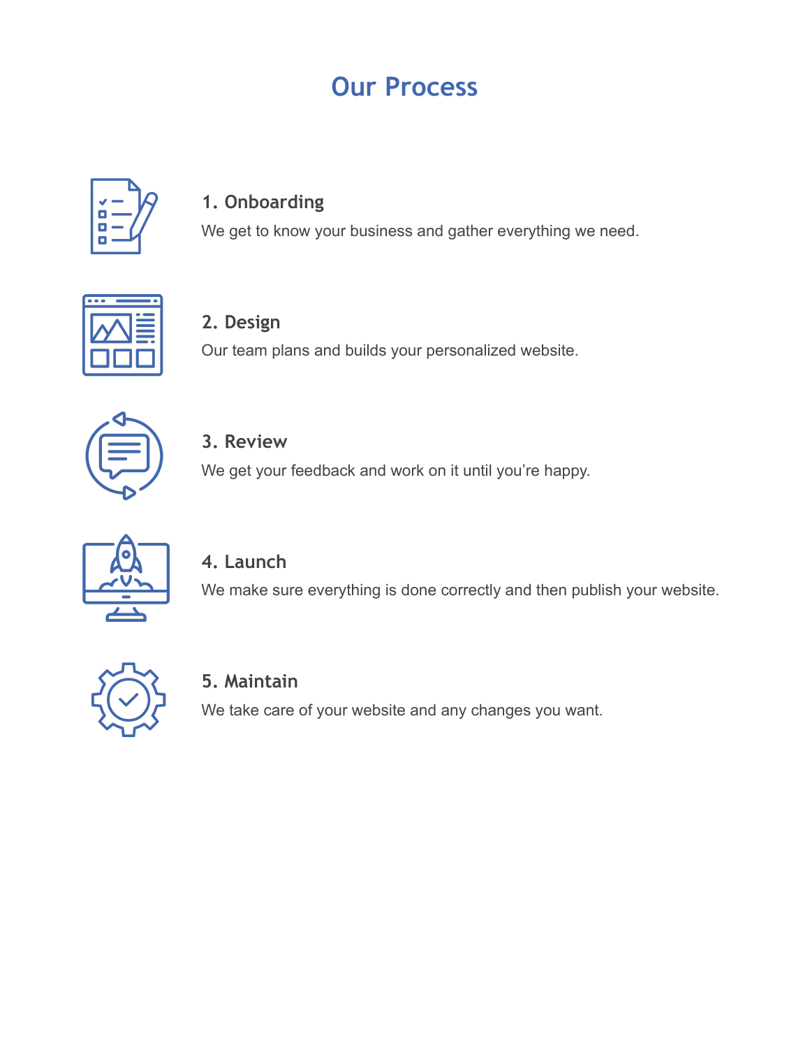# Our Process

### 1. Onboarding

We get to know your business and gather everything we need.

### 2. Design

Our team plans and builds your personalized website.

### 3. Review

We get your feedback and work on it until you're happy.

### 4. Launch

We make sure everything is done correctly and then publish your website.

### 5. Maintain

We take care of your website and any changes you want.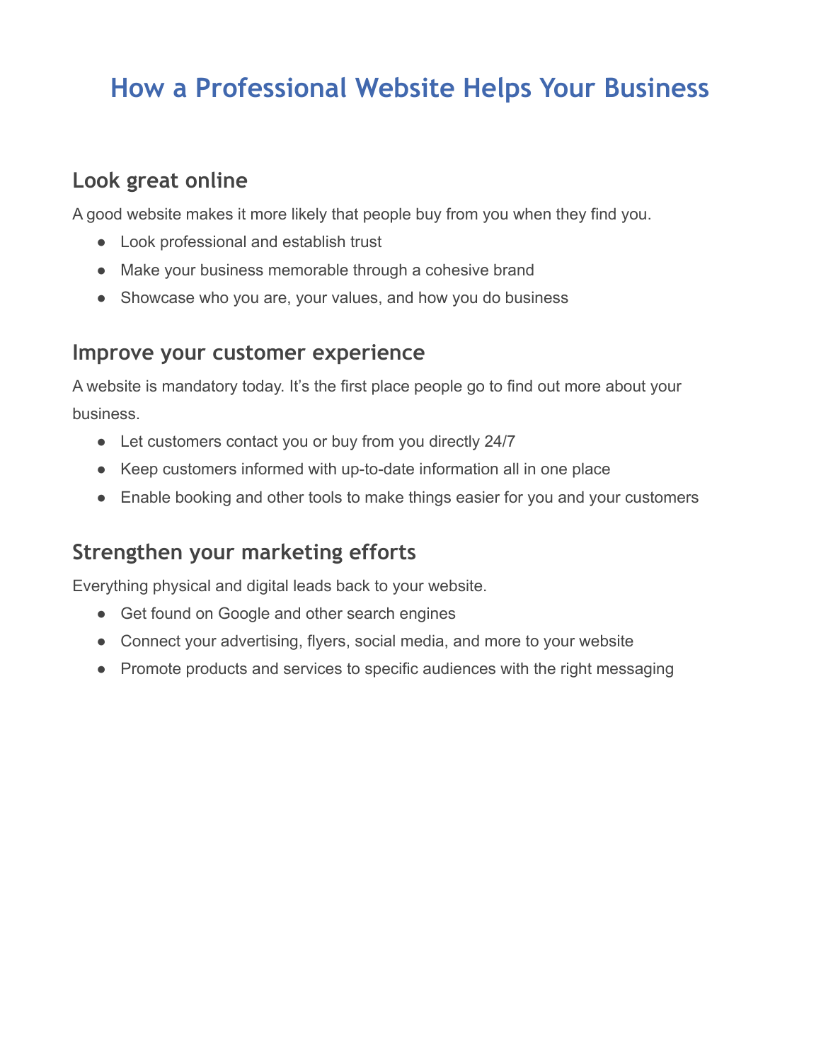# How a Professional Website Helps Your Business

## Look great online

A good website makes it more likely that people buy from you when they find you.

- Look professional and establish trust
- Make your business memorable through a cohesive brand
- Showcase who you are, your values, and how you do business

## Improve your customer experience

A website is mandatory today. It's the first place people go to find out more about your business.

- Let customers contact you or buy from you directly 24/7
- Keep customers informed with up-to-date information all in one place
- Enable booking and other tools to make things easier for you and your customers

## Strengthen your marketing efforts

Everything physical and digital leads back to your website.

- Get found on Google and other search engines
- Connect your advertising, flyers, social media, and more to your website
- Promote products and services to specific audiences with the right messaging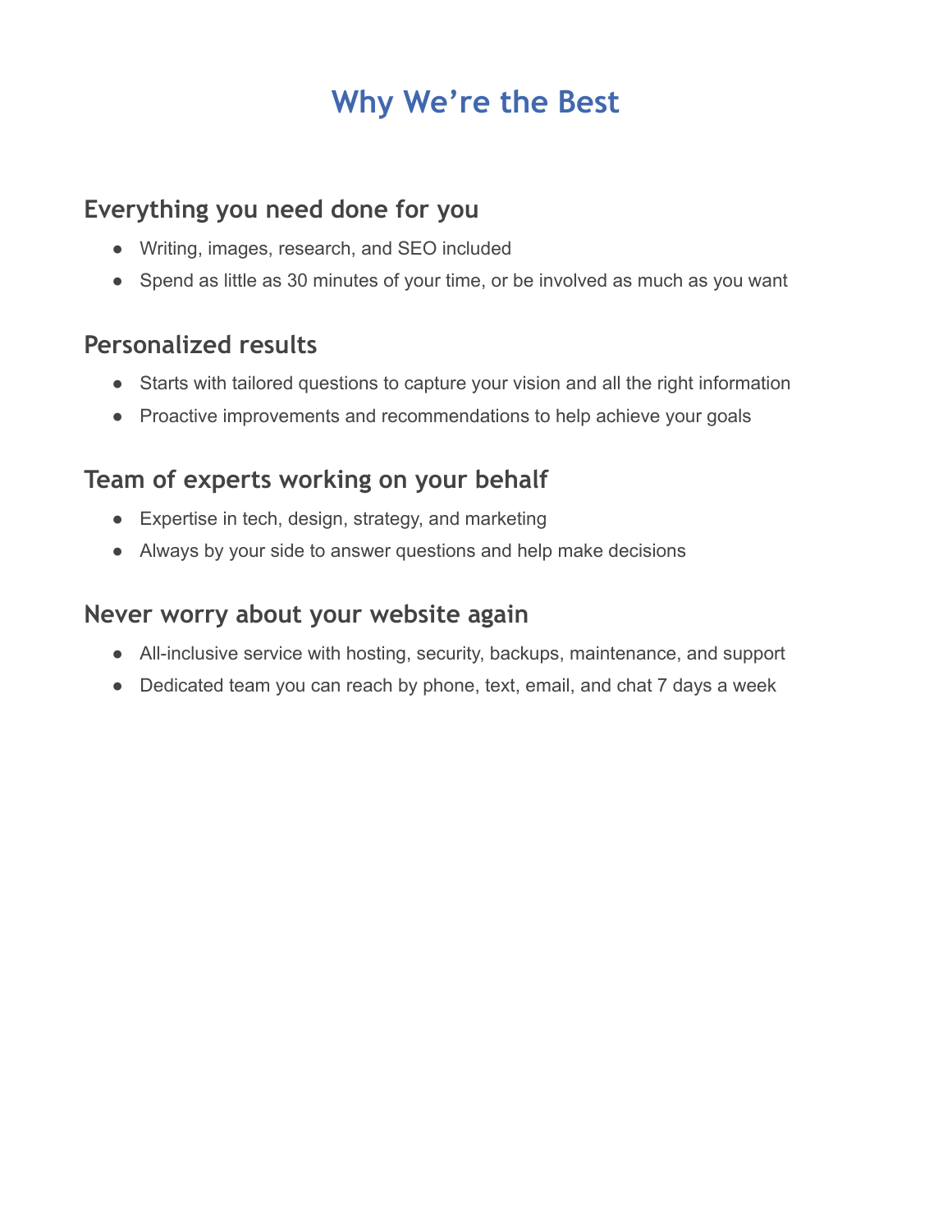# Why We’re the Best

## Everything you need done for you

- Writing, images, research, and SEO included
- Spend as little as 30 minutes of your time, or be involved as much as you want

## Personalized results

- Starts with tailored questions to capture your vision and all the right information
- Proactive improvements and recommendations to help achieve your goals

## Team of experts working on your behalf

- Expertise in tech, design, strategy, and marketing
- Always by your side to answer questions and help make decisions

## Never worry about your website again

- All-inclusive service with hosting, security, backups, maintenance, and support
- Dedicated team you can reach by phone, text, email, and chat 7 days a week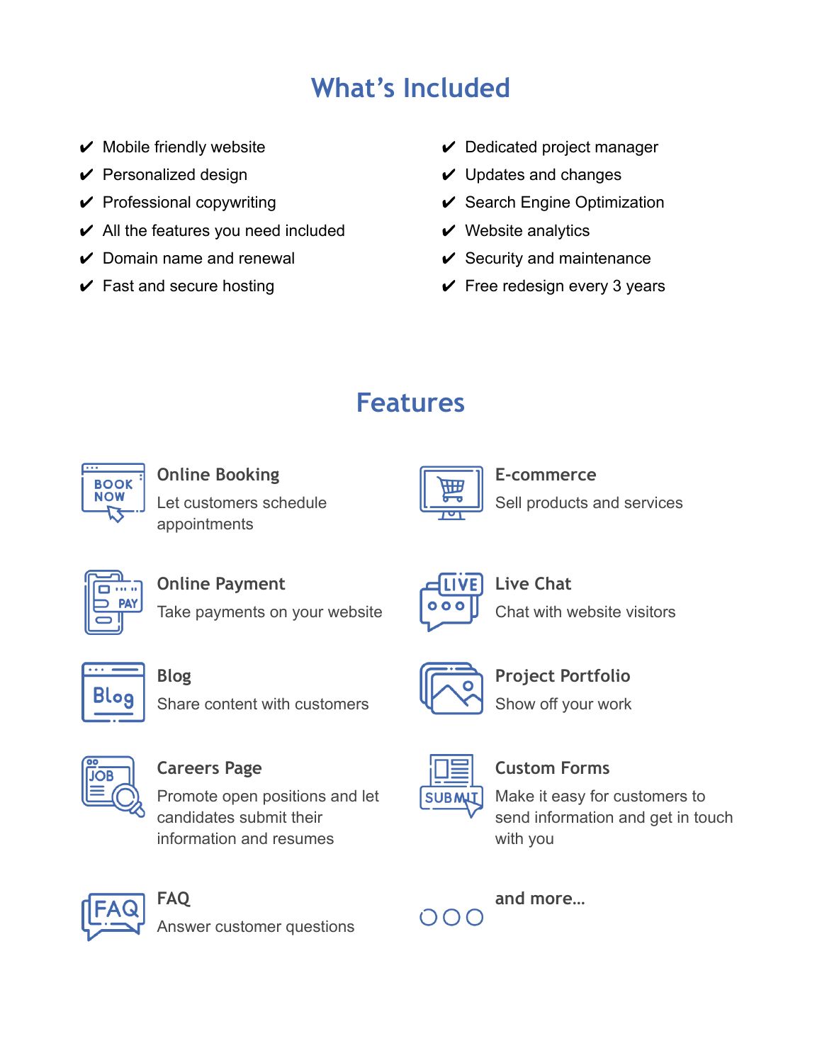## What's Included

- ✔ Mobile friendly website
- ✔ Personalized design
- ✔ Professional copywriting
- ✔ All the features you need included
- ✔ Domain name and renewal
- ✔ Fast and secure hosting
- ✔ Dedicated project manager
- ✔ Updates and changes
- ✔ Search Engine Optimization
- ✔ Website analytics
- ✔ Security and maintenance
- ✔ Free redesign every 3 years

## Features

### Online Booking
Let customers schedule appointments

### E-commerce
Sell products and services

### Online Payment
Take payments on your website

### Live Chat
Chat with website visitors

### Blog
Share content with customers

### Project Portfolio
Show off your work

### Careers Page
Promote open positions and let candidates submit their information and resumes

### Custom Forms
Make it easy for customers to send information and get in touch with you

### FAQ
Answer customer questions

### and more...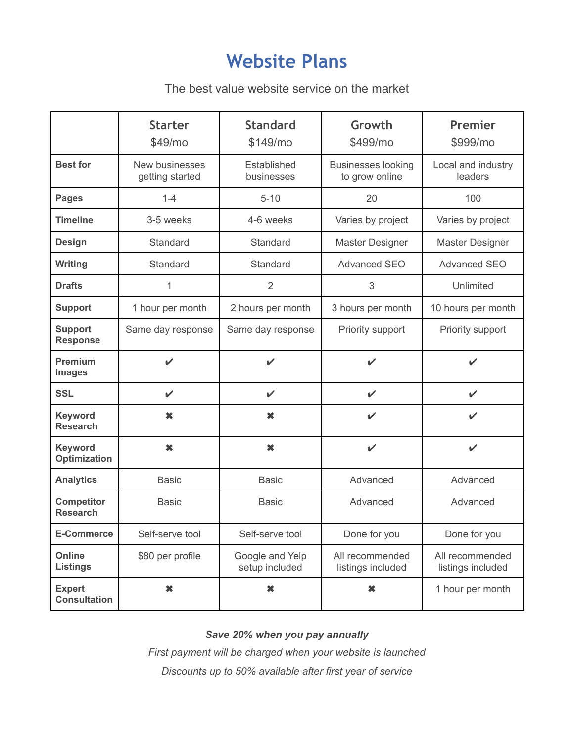# Website Plans

The best value website service on the market

| | **Starter**<br>$49/mo | **Standard**<br>$149/mo | **Growth**<br>$499/mo | **Premier**<br>$999/mo |
|---|---|---|---|---|
| **Best for** | New businesses getting started | Established businesses | Businesses looking to grow online | Local and industry leaders |
| **Pages** | 1-4 | 5-10 | 20 | 100 |
| **Timeline** | 3-5 weeks | 4-6 weeks | Varies by project | Varies by project |
| **Design** | Standard | Standard | Master Designer | Master Designer |
| **Writing** | Standard | Standard | Advanced SEO | Advanced SEO |
| **Drafts** | 1 | 2 | 3 | Unlimited |
| **Support** | 1 hour per month | 2 hours per month | 3 hours per month | 10 hours per month |
| **Support Response** | Same day response | Same day response | Priority support | Priority support |
| **Premium Images** | ✔ | ✔ | ✔ | ✔ |
| **SSL** | ✔ | ✔ | ✔ | ✔ |
| **Keyword Research** | ✖ | ✖ | ✔ | ✔ |
| **Keyword Optimization** | ✖ | ✖ | ✔ | ✔ |
| **Analytics** | Basic | Basic | Advanced | Advanced |
| **Competitor Research** | Basic | Basic | Advanced | Advanced |
| **E-Commerce** | Self-serve tool | Self-serve tool | Done for you | Done for you |
| **Online Listings** | $80 per profile | Google and Yelp setup included | All recommended listings included | All recommended listings included |
| **Expert Consultation** | ✖ | ✖ | ✖ | 1 hour per month |

***Save 20% when you pay annually***

*First payment will be charged when your website is launched*

*Discounts up to 50% available after first year of service*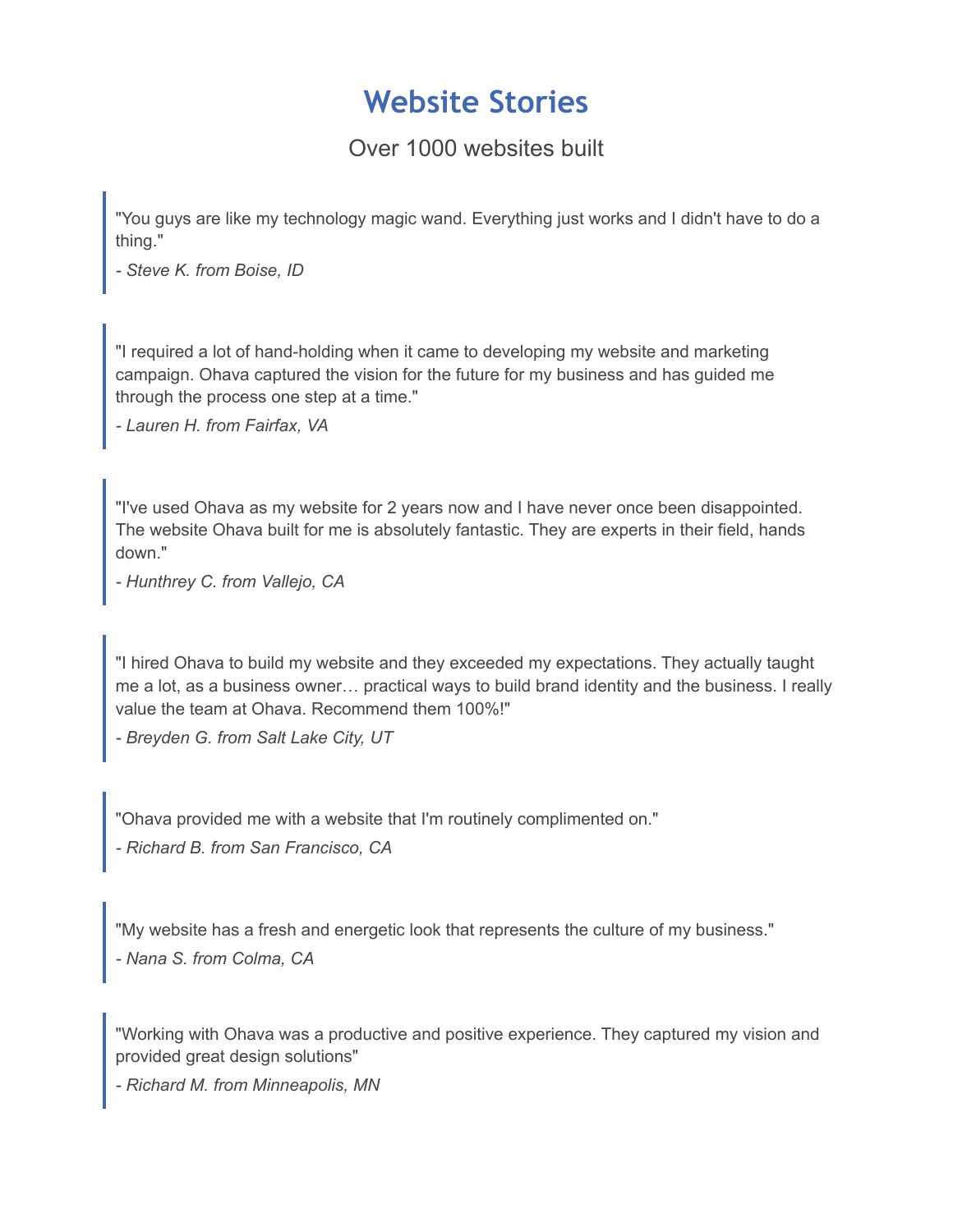# Website Stories

Over 1000 websites built

> "You guys are like my technology magic wand. Everything just works and I didn't have to do a thing."
>
> *- Steve K. from Boise, ID*

> "I required a lot of hand-holding when it came to developing my website and marketing campaign. Ohava captured the vision for the future for my business and has guided me through the process one step at a time."
>
> *- Lauren H. from Fairfax, VA*

> "I've used Ohava as my website for 2 years now and I have never once been disappointed. The website Ohava built for me is absolutely fantastic. They are experts in their field, hands down."
>
> *- Hunthrey C. from Vallejo, CA*

> "I hired Ohava to build my website and they exceeded my expectations. They actually taught me a lot, as a business owner… practical ways to build brand identity and the business. I really value the team at Ohava. Recommend them 100%!"
>
> *- Breyden G. from Salt Lake City, UT*

> "Ohava provided me with a website that I'm routinely complimented on."
>
> *- Richard B. from San Francisco, CA*

> "My website has a fresh and energetic look that represents the culture of my business."
>
> *- Nana S. from Colma, CA*

> "Working with Ohava was a productive and positive experience. They captured my vision and provided great design solutions"
>
> *- Richard M. from Minneapolis, MN*